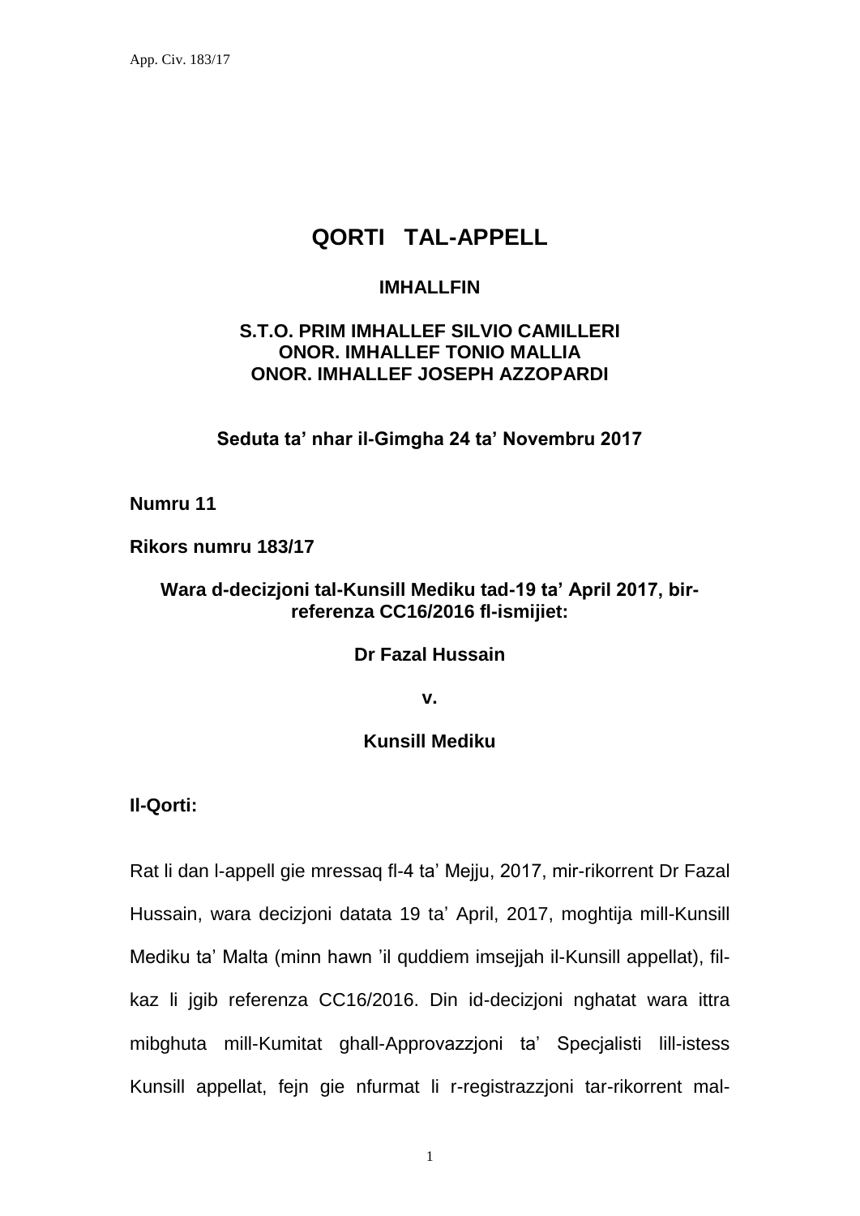# QORTI TAL-APPELL

**IMHALLFIN**

**S.T.O. PRIM IMHALLEF SILVIO CAMILLERI**
**ONOR. IMHALLEF TONIO MALLIA**
**ONOR. IMHALLEF JOSEPH AZZOPARDI**

**Seduta ta' nhar il-Gimgha 24 ta' Novembru 2017**

**Numru 11**

**Rikors numru 183/17**

**Wara d-decizjoni tal-Kunsill Mediku tad-19 ta' April 2017, bir-referenza CC16/2016 fl-ismijiet:**

**Dr Fazal Hussain**

**v.**

**Kunsill Mediku**

**Il-Qorti:**

Rat li dan l-appell gie mressaq fl-4 ta' Mejju, 2017, mir-rikorrent Dr Fazal Hussain, wara decizjoni datata 19 ta' April, 2017, moghtija mill-Kunsill Mediku ta' Malta (minn hawn 'il quddiem imsejjah il-Kunsill appellat), fil-kaz li jgib referenza CC16/2016. Din id-decizjoni nghatat wara ittra mibghuta mill-Kumitat ghall-Approvazzjoni ta' Specjalisti lill-istess Kunsill appellat, fejn gie nfurmat li r-registrazzjoni tar-rikorrent mal-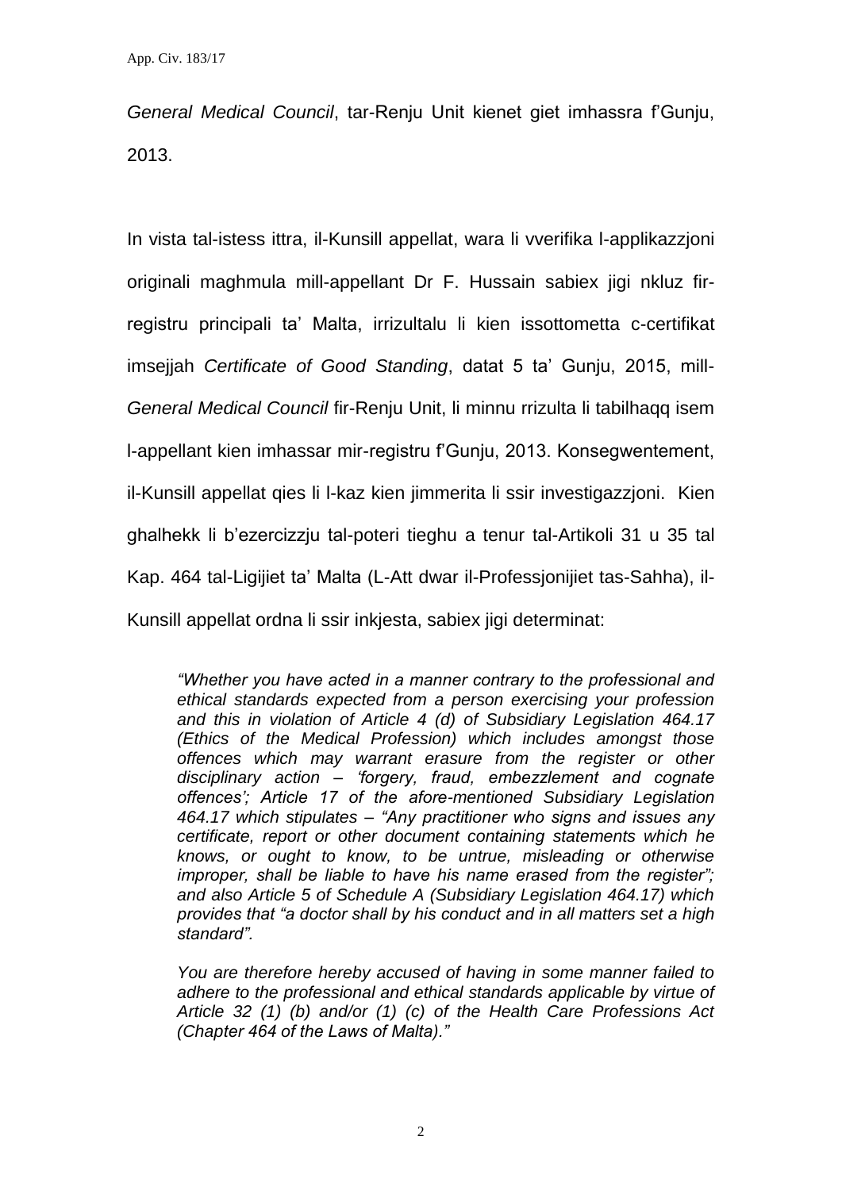*General Medical Council*, tar-Renju Unit kienet giet imhassra f'Gunju, 2013.

In vista tal-istess ittra, il-Kunsill appellat, wara li vverifika l-applikazzjoni originali maghmula mill-appellant Dr F. Hussain sabiex jigi nkluz fir-registru principali ta' Malta, irrizultalu li kien issottometta c-certifikat imsejjah *Certificate of Good Standing*, datat 5 ta' Gunju, 2015, mill-*General Medical Council* fir-Renju Unit, li minnu rrizulta li tabilhaqq isem l-appellant kien imhassar mir-registru f'Gunju, 2013. Konsegwentement, il-Kunsill appellat qies li l-kaz kien jimmerita li ssir investigazzjoni. Kien ghalhekk li b'ezercizzju tal-poteri tieghu a tenur tal-Artikoli 31 u 35 tal Kap. 464 tal-Ligijiet ta' Malta (L-Att dwar il-Professjonijiet tas-Sahha), il-Kunsill appellat ordna li ssir inkjesta, sabiex jigi determinat:

> *"Whether you have acted in a manner contrary to the professional and ethical standards expected from a person exercising your profession and this in violation of Article 4 (d) of Subsidiary Legislation 464.17 (Ethics of the Medical Profession) which includes amongst those offences which may warrant erasure from the register or other disciplinary action – 'forgery, fraud, embezzlement and cognate offences'; Article 17 of the afore-mentioned Subsidiary Legislation 464.17 which stipulates – "Any practitioner who signs and issues any certificate, report or other document containing statements which he knows, or ought to know, to be untrue, misleading or otherwise improper, shall be liable to have his name erased from the register"; and also Article 5 of Schedule A (Subsidiary Legislation 464.17) which provides that "a doctor shall by his conduct and in all matters set a high standard".*
>
> *You are therefore hereby accused of having in some manner failed to adhere to the professional and ethical standards applicable by virtue of Article 32 (1) (b) and/or (1) (c) of the Health Care Professions Act (Chapter 464 of the Laws of Malta)."*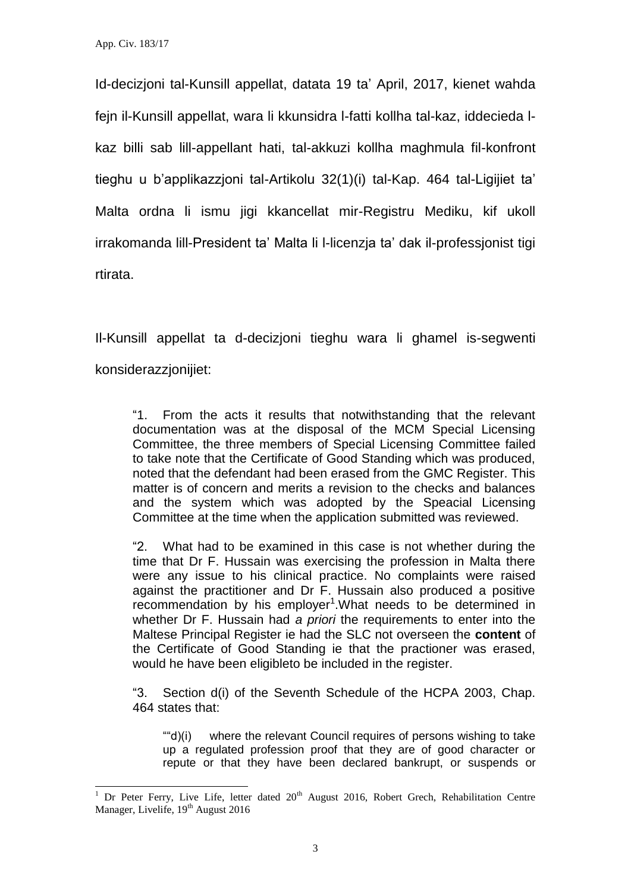Id-decizjoni tal-Kunsill appellat, datata 19 ta' April, 2017, kienet wahda fejn il-Kunsill appellat, wara li kkunsidra l-fatti kollha tal-kaz, iddecieda l-kaz billi sab lill-appellant hati, tal-akkuzi kollha maghmula fil-konfront tieghu u b'applikazzjoni tal-Artikolu 32(1)(i) tal-Kap. 464 tal-Ligijiet ta' Malta ordna li ismu jigi kkancellat mir-Registru Mediku, kif ukoll irrakomanda lill-President ta' Malta li l-licenzja ta' dak il-professjonist tigi rtirata.

Il-Kunsill appellat ta d-decizjoni tieghu wara li ghamel is-segwenti konsiderazzjonijiet:

> "1. From the acts it results that notwithstanding that the relevant documentation was at the disposal of the MCM Special Licensing Committee, the three members of Special Licensing Committee failed to take note that the Certificate of Good Standing which was produced, noted that the defendant had been erased from the GMC Register. This matter is of concern and merits a revision to the checks and balances and the system which was adopted by the Speacial Licensing Committee at the time when the application submitted was reviewed.
>
> "2. What had to be examined in this case is not whether during the time that Dr F. Hussain was exercising the profession in Malta there were any issue to his clinical practice. No complaints were raised against the practitioner and Dr F. Hussain also produced a positive recommendation by his employer[1].What needs to be determined in whether Dr F. Hussain had *a priori* the requirements to enter into the Maltese Principal Register ie had the SLC not overseen the **content** of the Certificate of Good Standing ie that the practioner was erased, would he have been eligibleto be included in the register.
>
> "3. Section d(i) of the Seventh Schedule of the HCPA 2003, Chap. 464 states that:
>
> > ""d)(i) where the relevant Council requires of persons wishing to take up a regulated profession proof that they are of good character or repute or that they have been declared bankrupt, or suspends or

[1] Dr Peter Ferry, Live Life, letter dated 20th August 2016, Robert Grech, Rehabilitation Centre Manager, Livelife, 19th August 2016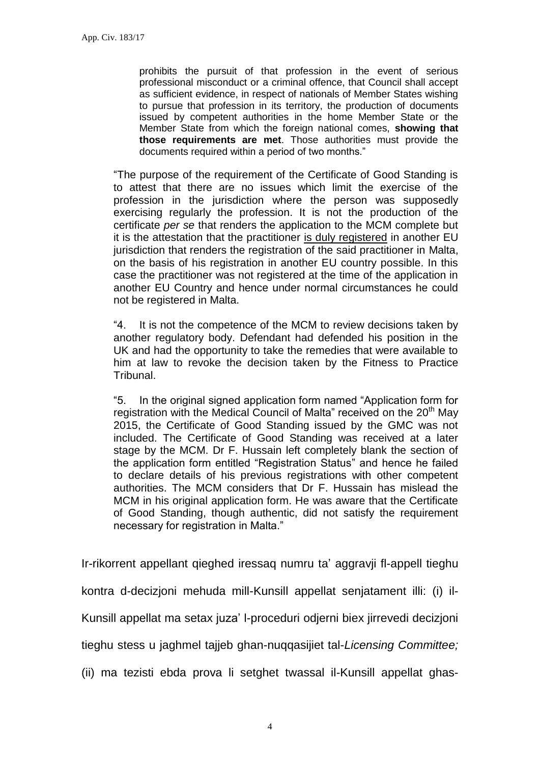> prohibits the pursuit of that profession in the event of serious professional misconduct or a criminal offence, that Council shall accept as sufficient evidence, in respect of nationals of Member States wishing to pursue that profession in its territory, the production of documents issued by competent authorities in the home Member State or the Member State from which the foreign national comes, **showing that those requirements are met**. Those authorities must provide the documents required within a period of two months."

"The purpose of the requirement of the Certificate of Good Standing is to attest that there are no issues which limit the exercise of the profession in the jurisdiction where the person was supposedly exercising regularly the profession. It is not the production of the certificate *per se* that renders the application to the MCM complete but it is the attestation that the practitioner is duly registered in another EU jurisdiction that renders the registration of the said practitioner in Malta, on the basis of his registration in another EU country possible. In this case the practitioner was not registered at the time of the application in another EU Country and hence under normal circumstances he could not be registered in Malta.

"4. It is not the competence of the MCM to review decisions taken by another regulatory body. Defendant had defended his position in the UK and had the opportunity to take the remedies that were available to him at law to revoke the decision taken by the Fitness to Practice Tribunal.

"5. In the original signed application form named "Application form for registration with the Medical Council of Malta" received on the 20th May 2015, the Certificate of Good Standing issued by the GMC was not included. The Certificate of Good Standing was received at a later stage by the MCM. Dr F. Hussain left completely blank the section of the application form entitled "Registration Status" and hence he failed to declare details of his previous registrations with other competent authorities. The MCM considers that Dr F. Hussain has mislead the MCM in his original application form. He was aware that the Certificate of Good Standing, though authentic, did not satisfy the requirement necessary for registration in Malta."

Ir-rikorrent appellant qiegħed iressaq numru ta' aggravji fl-appell tiegħu kontra d-deċiżjoni meħuda mill-Kunsill appellat senjatament illi: (i) il-Kunsill appellat ma setax juża' l-proċeduri odjerni biex jirrevedi deċiżjoni tiegħu stess u jagħmel tajjeb għan-nuqqasijiet tal-*Licensing Committee;* (ii) ma teżisti ebda prova li setgħet twassal il-Kunsill appellat għas-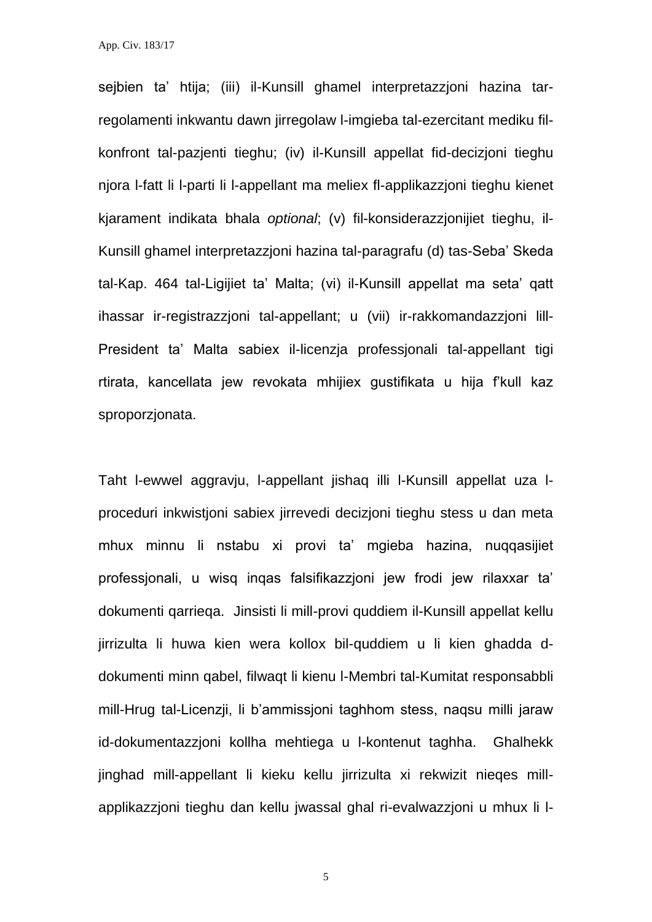sejbien ta' htija; (iii) il-Kunsill ghamel interpretazzjoni hazina tar-regolamenti inkwantu dawn jirregolaw l-imgieba tal-ezercitant mediku fil-konfront tal-pazjenti tieghu; (iv) il-Kunsill appellat fid-decizjoni tieghu njora l-fatt li l-parti li l-appellant ma meliex fl-applikazzjoni tieghu kienet kjarament indikata bhala *optional*; (v) fil-konsiderazzjonijiet tieghu, il-Kunsill ghamel interpretazzjoni hazina tal-paragrafu (d) tas-Seba' Skeda tal-Kap. 464 tal-Ligijiet ta' Malta; (vi) il-Kunsill appellat ma seta' qatt ihassar ir-registrazzjoni tal-appellant; u (vii) ir-rakkomandazzjoni lill-President ta' Malta sabiex il-licenzja professjonali tal-appellant tigi rtirata, kancellata jew revokata mhijiex gustifikata u hija f'kull kaz sproporzjonata.

Taht l-ewwel aggravju, l-appellant jishaq illi l-Kunsill appellat uza l-proceduri inkwistjoni sabiex jirrevedi decizjoni tieghu stess u dan meta mhux minnu li nstabu xi provi ta' mgieba hazina, nuqqasijiet professjonali, u wisq inqas falsifikazzjoni jew frodi jew rilaxxar ta' dokumenti qarrieqa. Jinsisti li mill-provi quddiem il-Kunsill appellat kellu jirrizulta li huwa kien wera kollox bil-quddiem u li kien ghadda d-dokumenti minn qabel, filwaqt li kienu l-Membri tal-Kumitat responsabbli mill-Hrug tal-Licenzji, li b'ammissjoni taghhom stess, naqsu milli jaraw id-dokumentazzjoni kollha mehtiega u l-kontenut taghha. Ghalhekk jinghad mill-appellant li kieku kellu jirrizulta xi rekwizit nieqes mill-applikazzjoni tieghu dan kellu jwassal ghal ri-evalwazzjoni u mhux li l-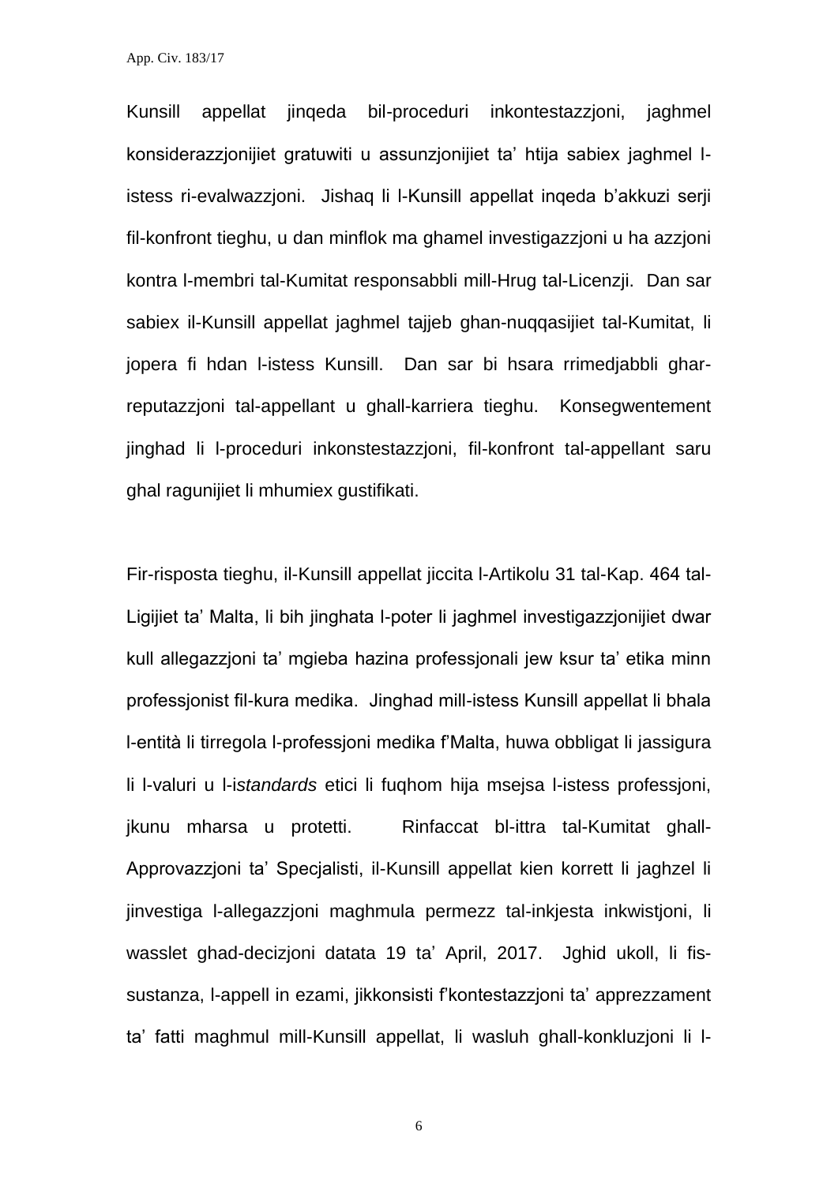Kunsill appellat jinqeda bil-proceduri inkontestazzjoni, jaghmel konsiderazzjonijiet gratuwiti u assunzjonijiet ta' htija sabiex jaghmel l-istess ri-evalwazzjoni. Jishaq li l-Kunsill appellat inqeda b'akkuzi serji fil-konfront tieghu, u dan minflok ma ghamel investigazzjoni u ha azzjoni kontra l-membri tal-Kumitat responsabbli mill-Hrug tal-Licenzji. Dan sar sabiex il-Kunsill appellat jaghmel tajjeb ghan-nuqqasijiet tal-Kumitat, li jopera fi hdan l-istess Kunsill. Dan sar bi hsara rrimedjabbli ghar-reputazzjoni tal-appellant u ghall-karriera tieghu. Konsegwentement jinghad li l-proceduri inkonstestazzjoni, fil-konfront tal-appellant saru ghal ragunijiet li mhumiex gustifikati.

Fir-risposta tieghu, il-Kunsill appellat jiccita l-Artikolu 31 tal-Kap. 464 tal-Ligijiet ta' Malta, li bih jinghata l-poter li jaghmel investigazzjonijiet dwar kull allegazzjoni ta' mgieba hazina professjonali jew ksur ta' etika minn professjonist fil-kura medika. Jinghad mill-istess Kunsill appellat li bhala l-entità li tirregola l-professjoni medika f'Malta, huwa obbligat li jassigura li l-valuri u l-i*standards* etici li fuqhom hija msejsa l-istess professjoni, jkunu mharsa u protetti. Rinfaccat bl-ittra tal-Kumitat ghall-Approvazzjoni ta' Specjalisti, il-Kunsill appellat kien korrett li jaghzel li jinvestiga l-allegazzjoni maghmula permezz tal-inkjesta inkwistjoni, li wasslet ghad-decizjoni datata 19 ta' April, 2017. Jghid ukoll, li fis-sustanza, l-appell in ezami, jikkonsisti f'kontestazzjoni ta' apprezzament ta' fatti maghmul mill-Kunsill appellat, li wasluh ghall-konkluzjoni li l-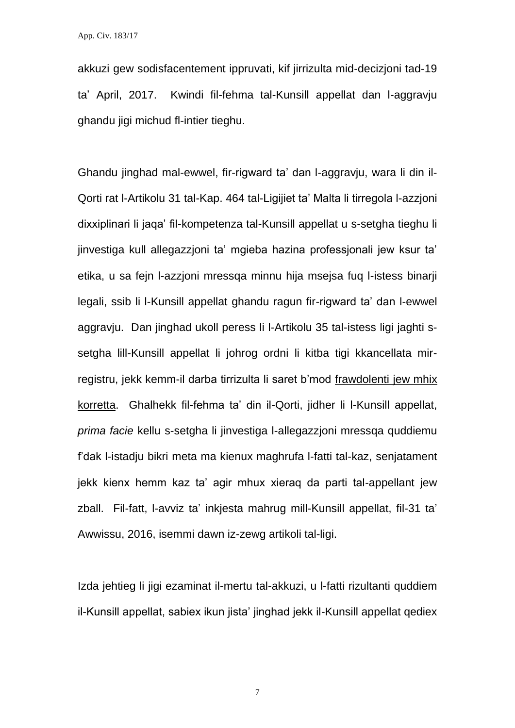akkuzi gew sodisfacentement ippruvati, kif jirrizulta mid-decizjoni tad-19 ta' April, 2017. Kwindi fil-fehma tal-Kunsill appellat dan l-aggravju ghandu jigi michud fl-intier tieghu.

Ghandu jinghad mal-ewwel, fir-rigward ta' dan l-aggravju, wara li din il-Qorti rat l-Artikolu 31 tal-Kap. 464 tal-Ligijiet ta' Malta li tirregola l-azzjoni dixxiplinari li jaqa' fil-kompetenza tal-Kunsill appellat u s-setgha tieghu li jinvestiga kull allegazzjoni ta' mgieba hazina professjonali jew ksur ta' etika, u sa fejn l-azzjoni mressqa minnu hija msejsa fuq l-istess binarji legali, ssib li l-Kunsill appellat ghandu ragun fir-rigward ta' dan l-ewwel aggravju. Dan jinghad ukoll peress li l-Artikolu 35 tal-istess ligi jaghti s-setgha lill-Kunsill appellat li johrog ordni li kitba tigi kkancellata mir-registru, jekk kemm-il darba tirrizulta li saret b'mod <u>frawdolenti jew mhix korretta</u>. Ghalhekk fil-fehma ta' din il-Qorti, jidher li l-Kunsill appellat, *prima facie* kellu s-setgha li jinvestiga l-allegazzjoni mressqa quddiemu f'dak l-istadju bikri meta ma kienux maghrufa l-fatti tal-kaz, senjatament jekk kienx hemm kaz ta' agir mhux xieraq da parti tal-appellant jew zball. Fil-fatt, l-avviz ta' inkjesta mahrug mill-Kunsill appellat, fil-31 ta' Awwissu, 2016, isemmi dawn iz-zewg artikoli tal-ligi.

Izda jehtieg li jigi ezaminat il-mertu tal-akkuzi, u l-fatti rizultanti quddiem il-Kunsill appellat, sabiex ikun jista' jinghad jekk il-Kunsill appellat qediex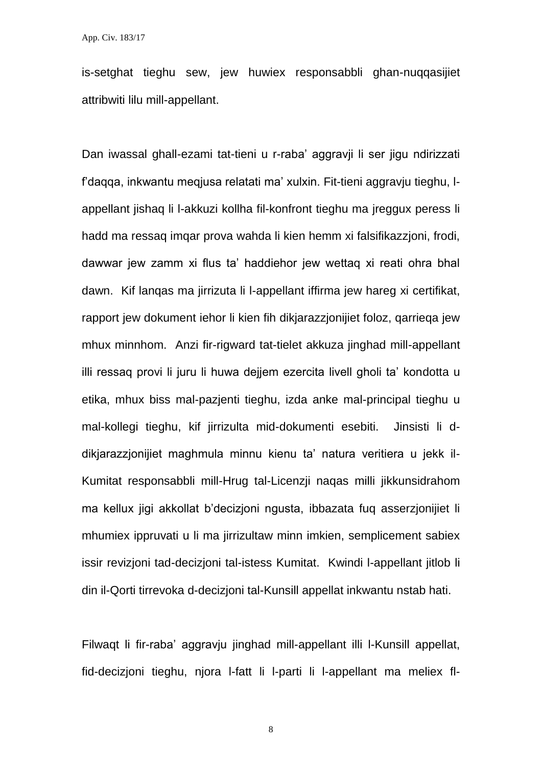is-setghat tieghu sew, jew huwiex responsabbli ghan-nuqqasijiet attribwiti lilu mill-appellant.

Dan iwassal ghall-ezami tat-tieni u r-raba' aggravji li ser jigu ndirizzati f'daqqa, inkwantu meqjusa relatati ma' xulxin. Fit-tieni aggravju tieghu, l-appellant jishaq li l-akkuzi kollha fil-konfront tieghu ma jreggux peress li hadd ma ressaq imqar prova wahda li kien hemm xi falsifikazzjoni, frodi, dawwar jew zamm xi flus ta' haddiehor jew wettaq xi reati ohra bhal dawn. Kif lanqas ma jirrizuta li l-appellant iffirma jew hareg xi certifikat, rapport jew dokument iehor li kien fih dikjarazzjonijiet foloz, qarrieqa jew mhux minnhom. Anzi fir-rigward tat-tielet akkuza jinghad mill-appellant illi ressaq provi li juru li huwa dejjem ezercita livell gholi ta' kondotta u etika, mhux biss mal-pazjenti tieghu, izda anke mal-principal tieghu u mal-kollegi tieghu, kif jirrizulta mid-dokumenti esebiti. Jinsisti li d-dikjarazzjonijiet maghmula minnu kienu ta' natura veritiera u jekk il-Kumitat responsabbli mill-Hrug tal-Licenzji naqas milli jikkunsidrahom ma kellux jigi akkollat b'decizjoni ngusta, ibbazata fuq asserzjonijiet li mhumiex ippruvati u li ma jirrizultaw minn imkien, semplicement sabiex issir revizjoni tad-decizjoni tal-istess Kumitat. Kwindi l-appellant jitlob li din il-Qorti tirrevoka d-decizjoni tal-Kunsill appellat inkwantu nstab hati.

Filwaqt li fir-raba' aggravju jinghad mill-appellant illi l-Kunsill appellat, fid-decizjoni tieghu, njora l-fatt li l-parti li l-appellant ma meliex fl-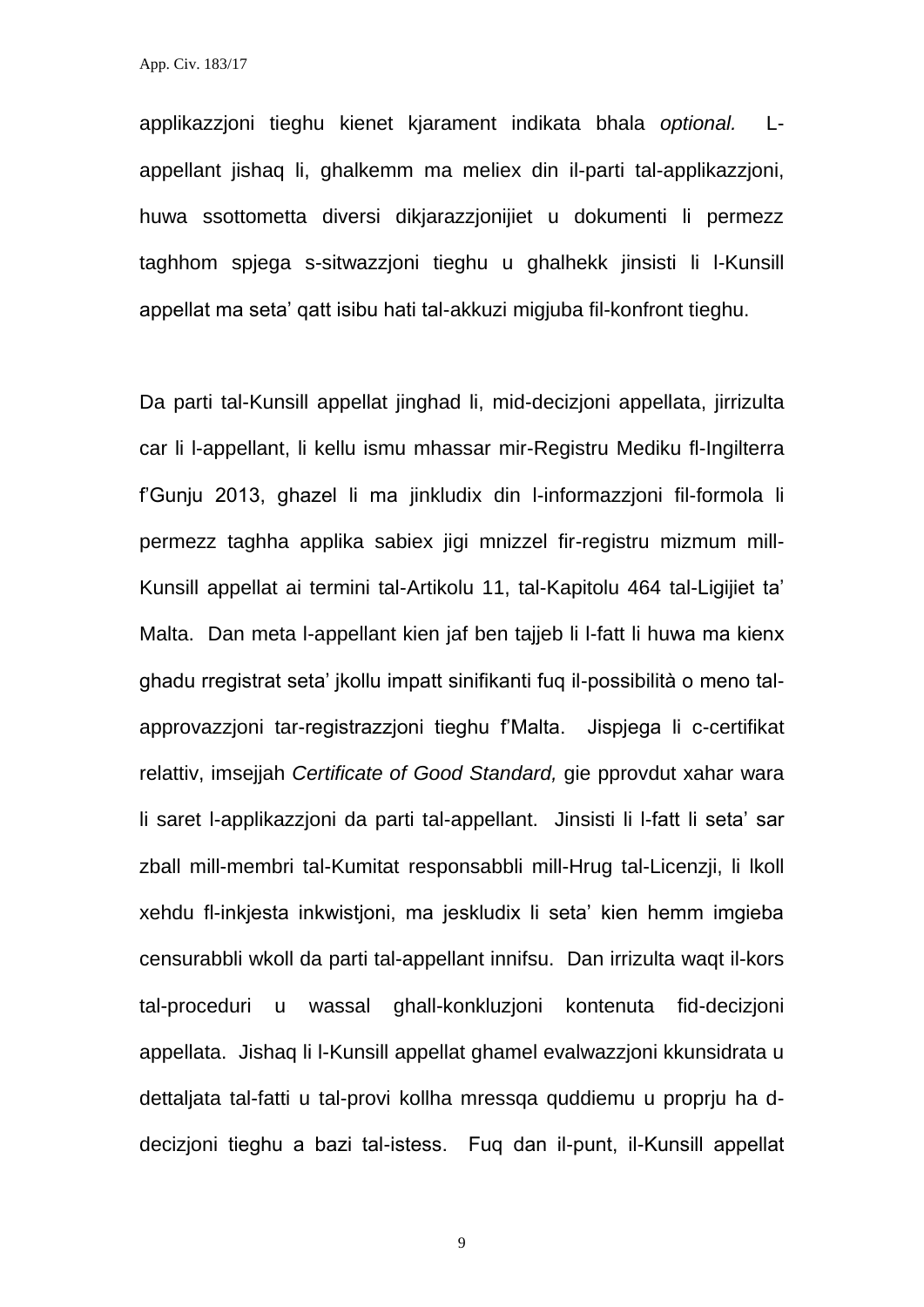applikazzjoni tieghu kienet kjarament indikata bhala *optional.* L-appellant jishaq li, ghalkemm ma meliex din il-parti tal-applikazzjoni, huwa ssottometta diversi dikjarazzjonijiet u dokumenti li permezz taghhom spjega s-sitwazzjoni tieghu u ghalhekk jinsisti li l-Kunsill appellat ma seta' qatt isibu hati tal-akkuzi migjuba fil-konfront tieghu.

Da parti tal-Kunsill appellat jinghad li, mid-decizjoni appellata, jirrizulta car li l-appellant, li kellu ismu mhassar mir-Registru Mediku fl-Ingilterra f'Gunju 2013, ghazel li ma jinkludix din l-informazzjoni fil-formola li permezz taghha applika sabiex jigi mnizzel fir-registru mizmum mill-Kunsill appellat ai termini tal-Artikolu 11, tal-Kapitolu 464 tal-Ligijiet ta' Malta. Dan meta l-appellant kien jaf ben tajjeb li l-fatt li huwa ma kienx ghadu rregistrat seta' jkollu impatt sinifikanti fuq il-possibilità o meno tal-approvazzjoni tar-registrazzjoni tieghu f'Malta. Jispjega li c-certifikat relattiv, imsejjah *Certificate of Good Standard,* gie pprovdut xahar wara li saret l-applikazzjoni da parti tal-appellant. Jinsisti li l-fatt li seta' sar zball mill-membri tal-Kumitat responsabbli mill-Hrug tal-Licenzji, li lkoll xehdu fl-inkjesta inkwistjoni, ma jeskludix li seta' kien hemm imgieba censurabbli wkoll da parti tal-appellant innifsu. Dan irrizulta waqt il-kors tal-proceduri u wassal ghall-konkluzjoni kontenuta fid-decizjoni appellata. Jishaq li l-Kunsill appellat ghamel evalwazzjoni kkunsidrata u dettaljata tal-fatti u tal-provi kollha mressqa quddiemu u proprju ha d-decizjoni tieghu a bazi tal-istess. Fuq dan il-punt, il-Kunsill appellat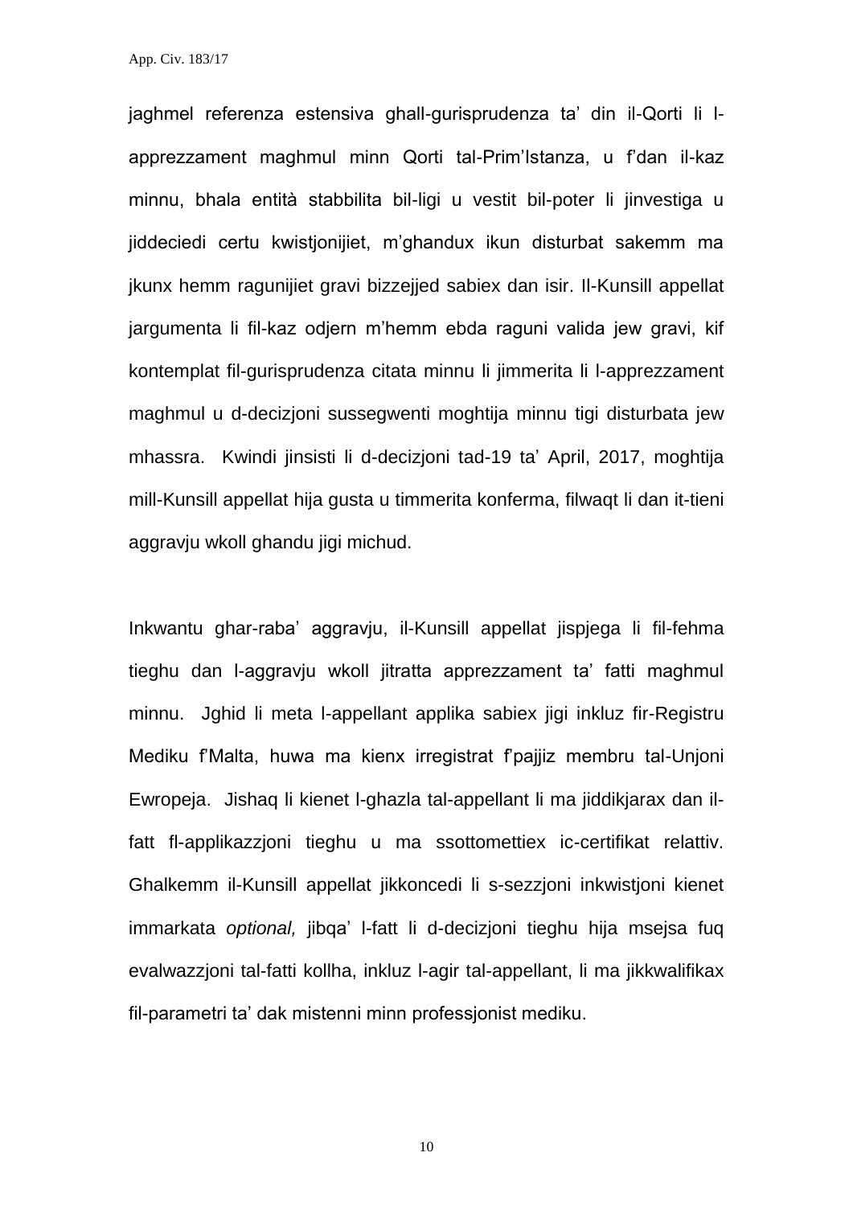jaghmel referenza estensiva ghall-gurisprudenza ta' din il-Qorti li l-apprezzament maghmul minn Qorti tal-Prim'Istanza, u f'dan il-kaz minnu, bhala entità stabbilita bil-ligi u vestit bil-poter li jinvestiga u jiddeciedi certu kwistjonijiet, m'ghandux ikun disturbat sakemm ma jkunx hemm ragunijiet gravi bizzejjed sabiex dan isir. Il-Kunsill appellat jargumenta li fil-kaz odjern m'hemm ebda raguni valida jew gravi, kif kontemplat fil-gurisprudenza citata minnu li jimmerita li l-apprezzament maghmul u d-decizjoni sussegwenti moghtija minnu tigi disturbata jew mhassra. Kwindi jinsisti li d-decizjoni tad-19 ta' April, 2017, moghtija mill-Kunsill appellat hija gusta u timmerita konferma, filwaqt li dan it-tieni aggravju wkoll ghandu jigi michud.

Inkwantu ghar-raba' aggravju, il-Kunsill appellat jispjega li fil-fehma tieghu dan l-aggravju wkoll jitratta apprezzament ta' fatti maghmul minnu. Jghid li meta l-appellant applika sabiex jigi inkluz fir-Registru Mediku f'Malta, huwa ma kienx irregistrat f'pajjiz membru tal-Unjoni Ewropeja. Jishaq li kienet l-ghazla tal-appellant li ma jiddikjarax dan il-fatt fl-applikazzjoni tieghu u ma ssottomettiex ic-certifikat relattiv. Ghalkemm il-Kunsill appellat jikkoncedi li s-sezzjoni inkwistjoni kienet immarkata *optional,* jibqa' l-fatt li d-decizjoni tieghu hija msejsa fuq evalwazzjoni tal-fatti kollha, inkluz l-agir tal-appellant, li ma jikkwalifikax fil-parametri ta' dak mistenni minn professjonist mediku.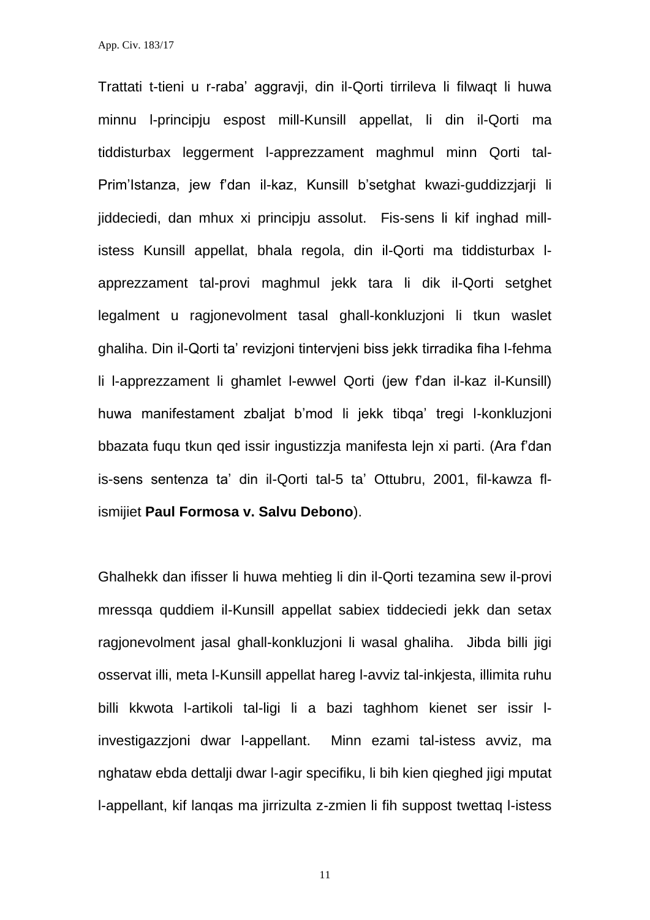Trattati t-tieni u r-raba' aggravji, din il-Qorti tirrileva li filwaqt li huwa minnu l-principju espost mill-Kunsill appellat, li din il-Qorti ma tiddisturbax leggerment l-apprezzament maghmul minn Qorti tal-Prim'Istanza, jew f'dan il-kaz, Kunsill b'setghat kwazi-guddizzjarji li jiddeciedi, dan mhux xi principju assolut. Fis-sens li kif inghad mill-istess Kunsill appellat, bhala regola, din il-Qorti ma tiddisturbax l-apprezzament tal-provi maghmul jekk tara li dik il-Qorti setghet legalment u ragjonevolment tasal ghall-konkluzjoni li tkun waslet ghaliha. Din il-Qorti ta' revizjoni tintervjeni biss jekk tirradika fiha l-fehma li l-apprezzament li ghamlet l-ewwel Qorti (jew f'dan il-kaz il-Kunsill) huwa manifestament zbaljat b'mod li jekk tibqa' tregi l-konkluzjoni bbazata fuqu tkun qed issir ingustizzja manifesta lejn xi parti. (Ara f'dan is-sens sentenza ta' din il-Qorti tal-5 ta' Ottubru, 2001, fil-kawza fl-ismijiet **Paul Formosa v. Salvu Debono**).

Ghalhekk dan ifisser li huwa mehtieg li din il-Qorti tezamina sew il-provi mressqa quddiem il-Kunsill appellat sabiex tiddeciedi jekk dan setax ragjonevolment jasal ghall-konkluzjoni li wasal ghaliha. Jibda billi jigi osservat illi, meta l-Kunsill appellat hareg l-avviz tal-inkjesta, illimita ruhu billi kkwota l-artikoli tal-ligi li a bazi taghhom kienet ser issir l-investigazzjoni dwar l-appellant. Minn ezami tal-istess avviz, ma nghataw ebda dettalji dwar l-agir specifiku, li bih kien qieghed jigi mputat l-appellant, kif lanqas ma jirrizulta z-zmien li fih suppost twettaq l-istess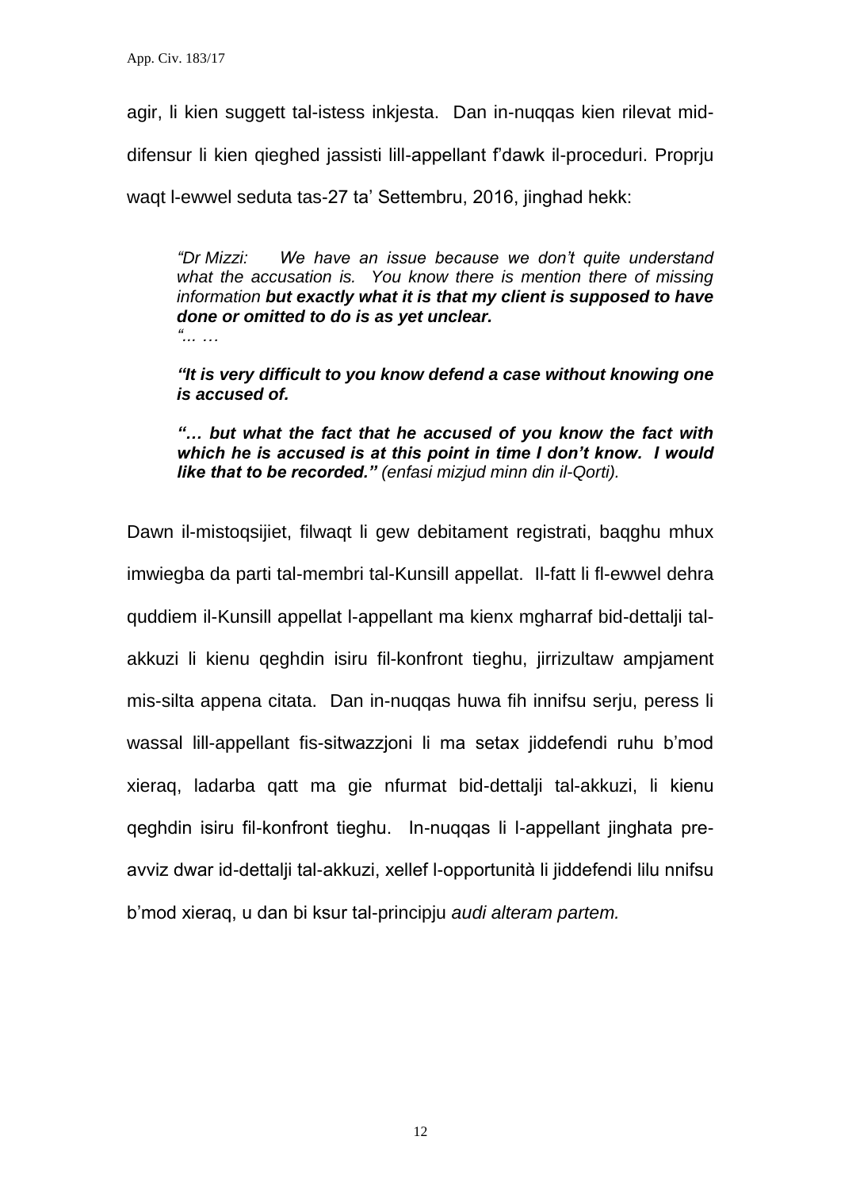agir, li kien suggett tal-istess inkjesta. Dan in-nuqqas kien rilevat mid-difensur li kien qieghed jassisti lill-appellant f'dawk il-proceduri. Proprju waqt l-ewwel seduta tas-27 ta' Settembru, 2016, jinghad hekk:

> *"Dr Mizzi: We have an issue because we don't quite understand what the accusation is. You know there is mention there of missing information* ***but exactly what it is that my client is supposed to have done or omitted to do is as yet unclear.***
> *"... …*
>
> ***"It is very difficult to you know defend a case without knowing one is accused of.***
>
> ***"… but what the fact that he accused of you know the fact with which he is accused is at this point in time I don't know. I would like that to be recorded."*** *(enfasi mizjud minn din il-Qorti).*

Dawn il-mistoqsijiet, filwaqt li gew debitament registrati, baqghu mhux imwiegba da parti tal-membri tal-Kunsill appellat. Il-fatt li fl-ewwel dehra quddiem il-Kunsill appellat l-appellant ma kienx mgharraf bid-dettalji tal-akkuzi li kienu qeghdin isiru fil-konfront tieghu, jirrizultaw ampjament mis-silta appena citata. Dan in-nuqqas huwa fih innifsu serju, peress li wassal lill-appellant fis-sitwazzjoni li ma setax jiddefendi ruhu b'mod xieraq, ladarba qatt ma gie nfurmat bid-dettalji tal-akkuzi, li kienu qeghdin isiru fil-konfront tieghu. In-nuqqas li l-appellant jinghata pre-avviz dwar id-dettalji tal-akkuzi, xellef l-opportunità li jiddefendi lilu nnifsu b'mod xieraq, u dan bi ksur tal-principju *audi alteram partem.*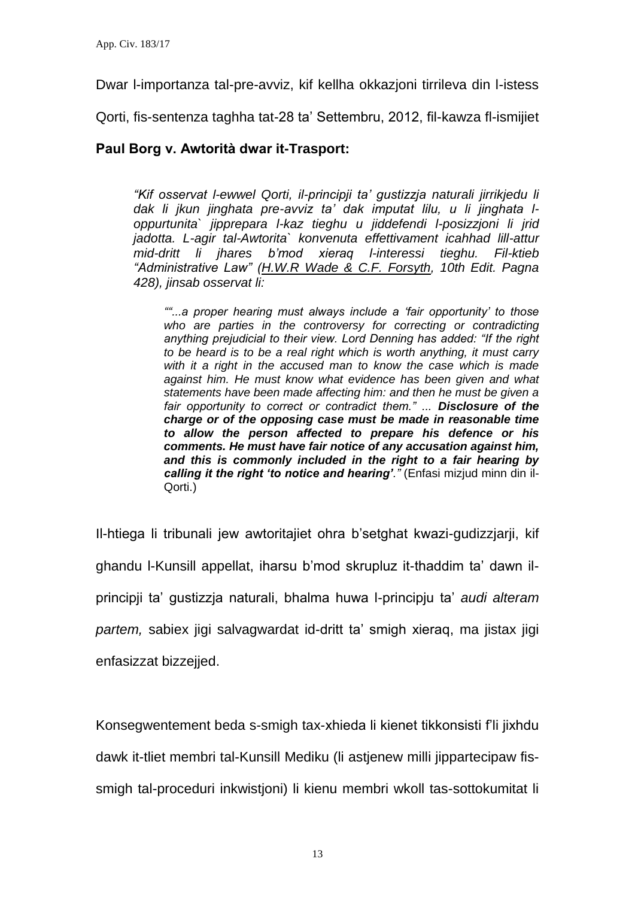Dwar l-importanza tal-pre-avviz, kif kellha okkazjoni tirrileva din l-istess Qorti, fis-sentenza taghha tat-28 ta' Settembru, 2012, fil-kawza fl-ismijiet

**Paul Borg v. Awtorità dwar it-Trasport:**

> *"Kif osservat l-ewwel Qorti, il-principji ta' gustizzja naturali jirrikjedu li dak li jkun jinghata pre-avviz ta' dak imputat lilu, u li jinghata l-oppurtunita` jipprepara l-kaz tieghu u jiddefendi l-posizzjoni li jrid jadotta. L-agir tal-Awtorita` konvenuta effettivament icahhad lill-attur mid-dritt li jhares b'mod xieraq l-interessi tieghu. Fil-ktieb "Administrative Law" (H.W.R Wade & C.F. Forsyth, 10th Edit. Pagna 428), jinsab osservat li:*
>
> > *""...a proper hearing must always include a 'fair opportunity' to those who are parties in the controversy for correcting or contradicting anything prejudicial to their view. Lord Denning has added: "If the right to be heard is to be a real right which is worth anything, it must carry with it a right in the accused man to know the case which is made against him. He must know what evidence has been given and what statements have been made affecting him: and then he must be given a fair opportunity to correct or contradict them." ... **Disclosure of the charge or of the opposing case must be made in reasonable time to allow the person affected to prepare his defence or his comments. He must have fair notice of any accusation against him, and this is commonly included in the right to a fair hearing by calling it the right 'to notice and hearing'**."* (Enfasi mizjud minn din il-Qorti.)

Il-htiega li tribunali jew awtoritajiet ohra b'setghat kwazi-gudizzjarji, kif ghandu l-Kunsill appellat, iharsu b'mod skrupluz it-thaddim ta' dawn il-principji ta' gustizzja naturali, bhalma huwa l-principju ta' *audi alteram partem,* sabiex jigi salvagwardat id-dritt ta' smigh xieraq, ma jistax jigi enfasizzat bizzejjed.

Konsegwentement beda s-smigh tax-xhieda li kienet tikkonsisti f'li jixhdu dawk it-tliet membri tal-Kunsill Mediku (li astjenew milli jippartecipaw fis-smigh tal-proceduri inkwistjoni) li kienu membri wkoll tas-sottokumitat li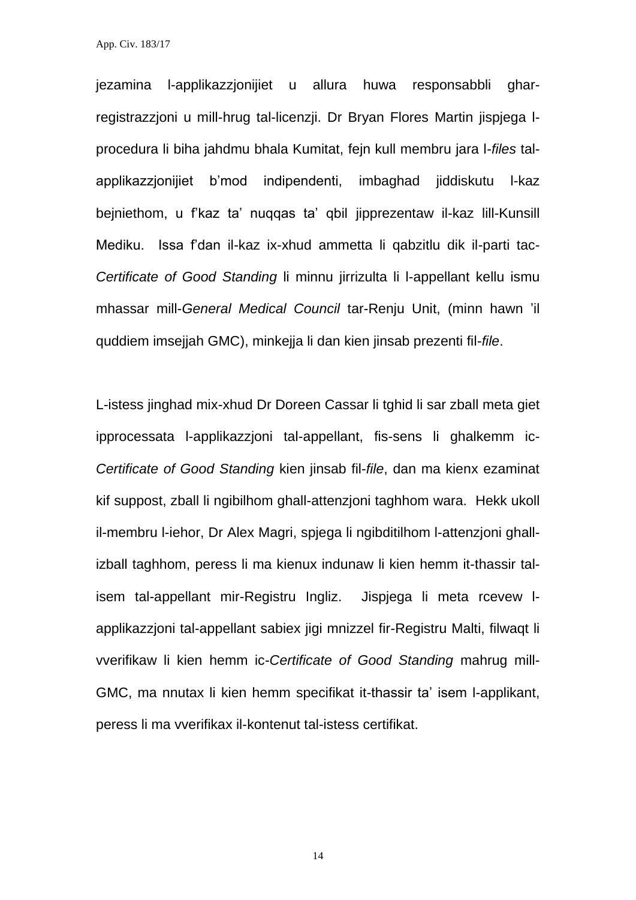jezamina l-applikazzjonijiet u allura huwa responsabbli ghar-registrazzjoni u mill-hrug tal-licenzji. Dr Bryan Flores Martin jispjega l-procedura li biha jahdmu bhala Kumitat, fejn kull membru jara l-*files* tal-applikazzjonijiet b'mod indipendenti, imbaghad jiddiskutu l-kaz bejniethom, u f'kaz ta' nuqqas ta' qbil jipprezentaw il-kaz lill-Kunsill Mediku. Issa f'dan il-kaz ix-xhud ammetta li qabzitlu dik il-parti tac-*Certificate of Good Standing* li minnu jirrizulta li l-appellant kellu ismu mhassar mill-*General Medical Council* tar-Renju Unit, (minn hawn 'il quddiem imsejjah GMC), minkejja li dan kien jinsab prezenti fil-*file*.

L-istess jinghad mix-xhud Dr Doreen Cassar li tghid li sar zball meta giet ipprocessata l-applikazzjoni tal-appellant, fis-sens li ghalkemm ic-*Certificate of Good Standing* kien jinsab fil-*file*, dan ma kienx ezaminat kif suppost, zball li ngibilhom ghall-attenzjoni taghhom wara. Hekk ukoll il-membru l-iehor, Dr Alex Magri, spjega li ngibditilhom l-attenzjoni ghall-izball taghhom, peress li ma kienux indunaw li kien hemm it-thassir tal-isem tal-appellant mir-Registru Ingliz. Jispjega li meta rcevew l-applikazzjoni tal-appellant sabiex jigi mnizzel fir-Registru Malti, filwaqt li vverifikaw li kien hemm ic-*Certificate of Good Standing* mahrug mill-GMC, ma nnutax li kien hemm specifikat it-thassir ta' isem l-applikant, peress li ma vverifikax il-kontenut tal-istess certifikat.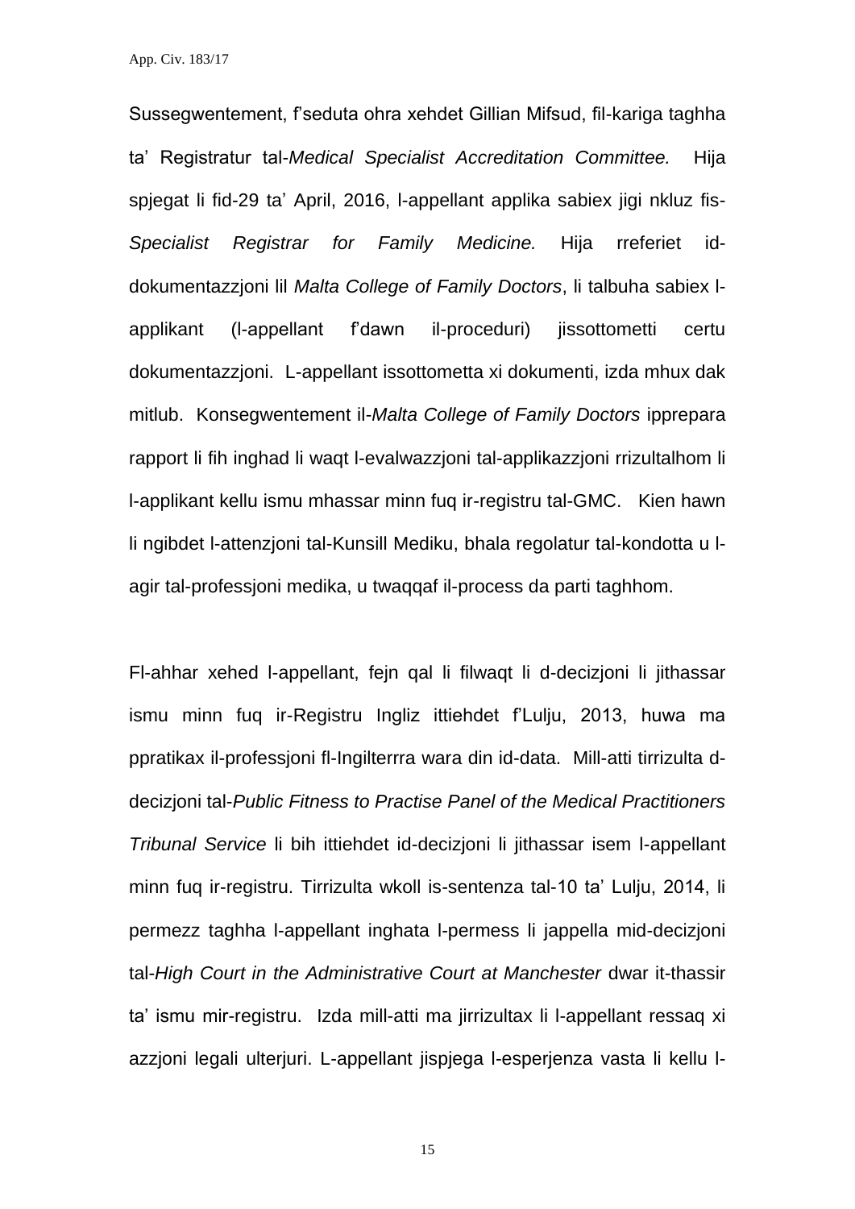Sussegwentement, f'seduta ohra xehdet Gillian Mifsud, fil-kariga taghha ta' Registratur tal-*Medical Specialist Accreditation Committee.* Hija spjegat li fid-29 ta' April, 2016, l-appellant applika sabiex jigi nkluz fis-*Specialist Registrar for Family Medicine.* Hija rreferiet id-dokumentazzjoni lil *Malta College of Family Doctors*, li talbuha sabiex l-applikant (l-appellant f'dawn il-proceduri) jissottometti certu dokumentazzjoni. L-appellant issottometta xi dokumenti, izda mhux dak mitlub. Konsegwentement il-*Malta College of Family Doctors* ipprepara rapport li fih inghad li waqt l-evalwazzjoni tal-applikazzjoni rrizultalhom li l-applikant kellu ismu mhassar minn fuq ir-registru tal-GMC. Kien hawn li ngibdet l-attenzjoni tal-Kunsill Mediku, bhala regolatur tal-kondotta u l-agir tal-professjoni medika, u twaqqaf il-process da parti taghhom.

Fl-ahhar xehed l-appellant, fejn qal li filwaqt li d-decizjoni li jithassar ismu minn fuq ir-Registru Ingliz ittiehdet f'Lulju, 2013, huwa ma ppratikax il-professjoni fl-Ingilterrra wara din id-data. Mill-atti tirrizulta d-decizjoni tal-*Public Fitness to Practise Panel of the Medical Practitioners Tribunal Service* li bih ittiehdet id-decizjoni li jithassar isem l-appellant minn fuq ir-registru. Tirrizulta wkoll is-sentenza tal-10 ta' Lulju, 2014, li permezz taghha l-appellant inghata l-permess li jappella mid-decizjoni tal-*High Court in the Administrative Court at Manchester* dwar it-thassir ta' ismu mir-registru. Izda mill-atti ma jirrizultax li l-appellant ressaq xi azzjoni legali ulterjuri. L-appellant jispjega l-esperjenza vasta li kellu l-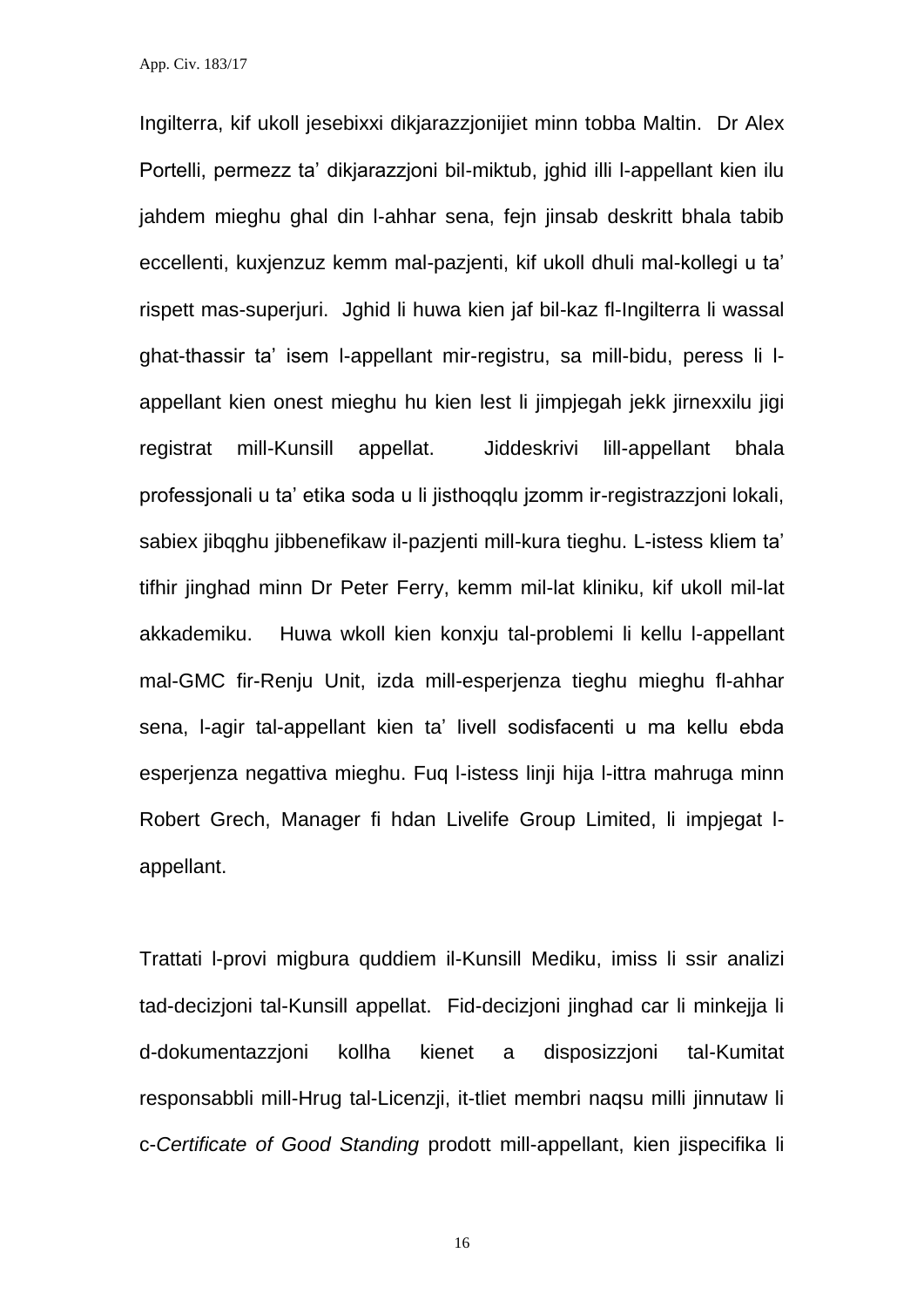Ingilterra, kif ukoll jesebixxi dikjarazzjonijiet minn tobba Maltin. Dr Alex Portelli, permezz ta' dikjarazzjoni bil-miktub, jghid illi l-appellant kien ilu jahdem mieghu ghal din l-ahhar sena, fejn jinsab deskritt bhala tabib eccellenti, kuxjenzuz kemm mal-pazjenti, kif ukoll dhuli mal-kollegi u ta' rispett mas-superjuri. Jghid li huwa kien jaf bil-kaz fl-Ingilterra li wassal ghat-thassir ta' isem l-appellant mir-registru, sa mill-bidu, peress li l-appellant kien onest mieghu hu kien lest li jimpjegah jekk jirnexxilu jigi registrat mill-Kunsill appellat. Jiddeskrivi lill-appellant bhala professjonali u ta' etika soda u li jisthoqqlu jzomm ir-registrazzjoni lokali, sabiex jibqghu jibbenefikaw il-pazjenti mill-kura tieghu. L-istess kliem ta' tifhir jinghad minn Dr Peter Ferry, kemm mil-lat kliniku, kif ukoll mil-lat akkademiku. Huwa wkoll kien konxju tal-problemi li kellu l-appellant mal-GMC fir-Renju Unit, izda mill-esperjenza tieghu mieghu fl-ahhar sena, l-agir tal-appellant kien ta' livell sodisfacenti u ma kellu ebda esperjenza negattiva mieghu. Fuq l-istess linji hija l-ittra mahruga minn Robert Grech, Manager fi hdan Livelife Group Limited, li impjegat l-appellant.

Trattati l-provi migbura quddiem il-Kunsill Mediku, imiss li ssir analizi tad-decizjoni tal-Kunsill appellat. Fid-decizjoni jinghad car li minkejja li d-dokumentazzjoni kollha kienet a disposizzjoni tal-Kumitat responsabbli mill-Hrug tal-Licenzji, it-tliet membri naqsu milli jinnutaw li c-*Certificate of Good Standing* prodott mill-appellant, kien jispecifika li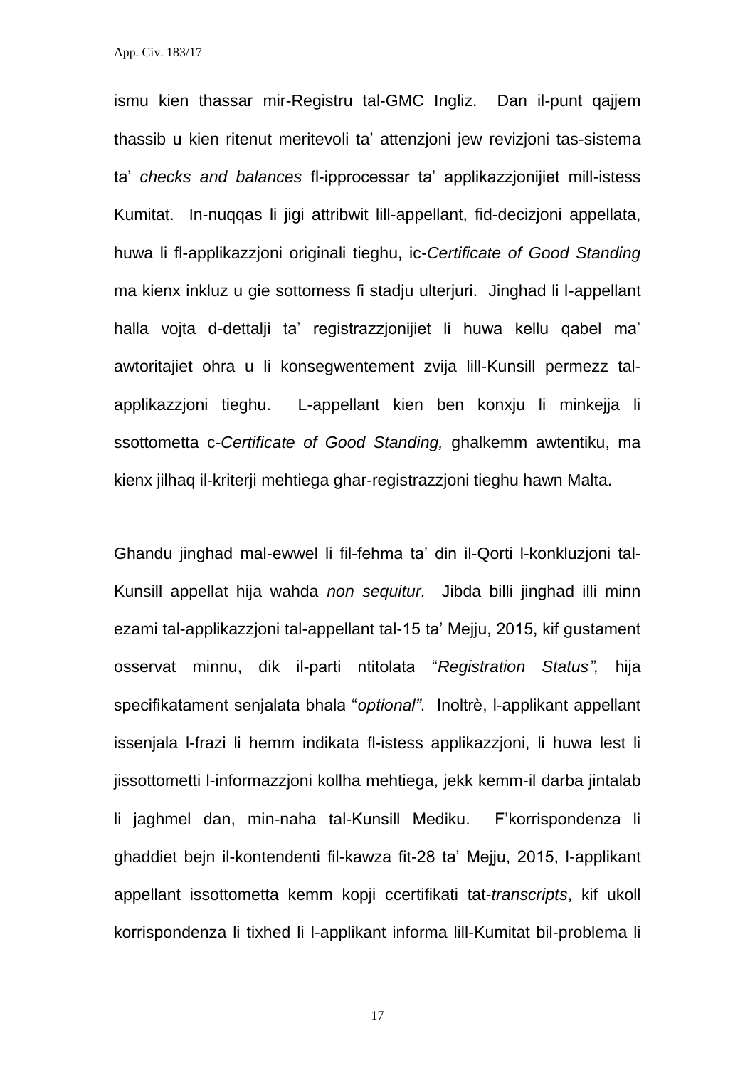ismu kien thassar mir-Registru tal-GMC Ingliz. Dan il-punt qajjem thassib u kien ritenut meritevoli ta' attenzjoni jew revizjoni tas-sistema ta' *checks and balances* fl-ipprocessar ta' applikazzjonijiet mill-istess Kumitat. In-nuqqas li jigi attribwit lill-appellant, fid-decizjoni appellata, huwa li fl-applikazzjoni originali tieghu, ic-*Certificate of Good Standing* ma kienx inkluz u gie sottomess fi stadju ulterjuri. Jinghad li l-appellant halla vojta d-dettalji ta' registrazzjonijiet li huwa kellu qabel ma' awtoritajiet ohra u li konsegwentement zvija lill-Kunsill permezz tal-applikazzjoni tieghu. L-appellant kien ben konxju li minkejja li ssottometta c-*Certificate of Good Standing,* ghalkemm awtentiku, ma kienx jilhaq il-kriterji mehtiega ghar-registrazzjoni tieghu hawn Malta.

Ghandu jinghad mal-ewwel li fil-fehma ta' din il-Qorti l-konkluzjoni tal-Kunsill appellat hija wahda *non sequitur.* Jibda billi jinghad illi minn ezami tal-applikazzjoni tal-appellant tal-15 ta' Mejju, 2015, kif gustament osservat minnu, dik il-parti ntitolata "*Registration Status",* hija specifikatament senjalata bhala "*optional"*. Inoltrè, l-applikant appellant issenjala l-frazi li hemm indikata fl-istess applikazzjoni, li huwa lest li jissottometti l-informazzjoni kollha mehtiega, jekk kemm-il darba jintalab li jaghmel dan, min-naha tal-Kunsill Mediku. F'korrispondenza li ghaddiet bejn il-kontendenti fil-kawza fit-28 ta' Mejju, 2015, l-applikant appellant issottometta kemm kopji ccertifikati tat-*transcripts*, kif ukoll korrispondenza li tixhed li l-applikant informa lill-Kumitat bil-problema li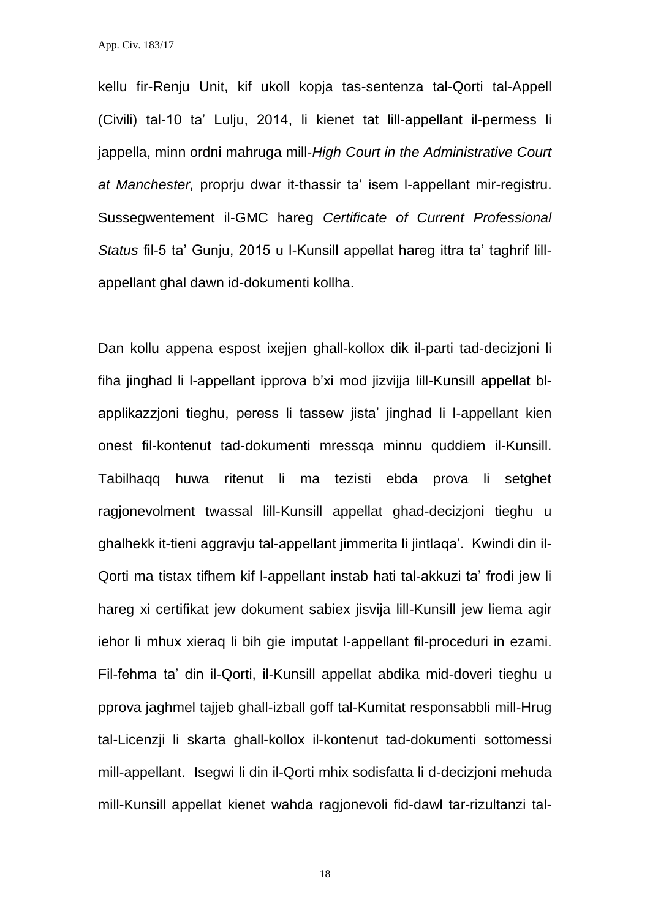kellu fir-Renju Unit, kif ukoll kopja tas-sentenza tal-Qorti tal-Appell (Civili) tal-10 ta' Lulju, 2014, li kienet tat lill-appellant il-permess li jappella, minn ordni mahruga mill-*High Court in the Administrative Court at Manchester,* proprju dwar it-thassir ta' isem l-appellant mir-registru. Sussegwentement il-GMC hareg *Certificate of Current Professional Status* fil-5 ta' Gunju, 2015 u l-Kunsill appellat hareg ittra ta' taghrif lill-appellant ghal dawn id-dokumenti kollha.

Dan kollu appena espost ixejjen ghall-kollox dik il-parti tad-decizjoni li fiha jinghad li l-appellant ipprova b'xi mod jizvijja lill-Kunsill appellat bl-applikazzjoni tieghu, peress li tassew jista' jinghad li l-appellant kien onest fil-kontenut tad-dokumenti mressqa minnu quddiem il-Kunsill. Tabilhaqq huwa ritenut li ma tezisti ebda prova li setghet ragjonevolment twassal lill-Kunsill appellat ghad-decizjoni tieghu u ghalhekk it-tieni aggravju tal-appellant jimmerita li jintlaqa'. Kwindi din il-Qorti ma tistax tifhem kif l-appellant instab hati tal-akkuzi ta' frodi jew li hareg xi certifikat jew dokument sabiex jisvija lill-Kunsill jew liema agir iehor li mhux xieraq li bih gie imputat l-appellant fil-proceduri in ezami. Fil-fehma ta' din il-Qorti, il-Kunsill appellat abdika mid-doveri tieghu u pprova jaghmel tajjeb ghall-izball goff tal-Kumitat responsabbli mill-Hrug tal-Licenzji li skarta ghall-kollox il-kontenut tad-dokumenti sottomessi mill-appellant. Isegwi li din il-Qorti mhix sodisfatta li d-decizjoni mehuda mill-Kunsill appellat kienet wahda ragjonevoli fid-dawl tar-rizultanzi tal-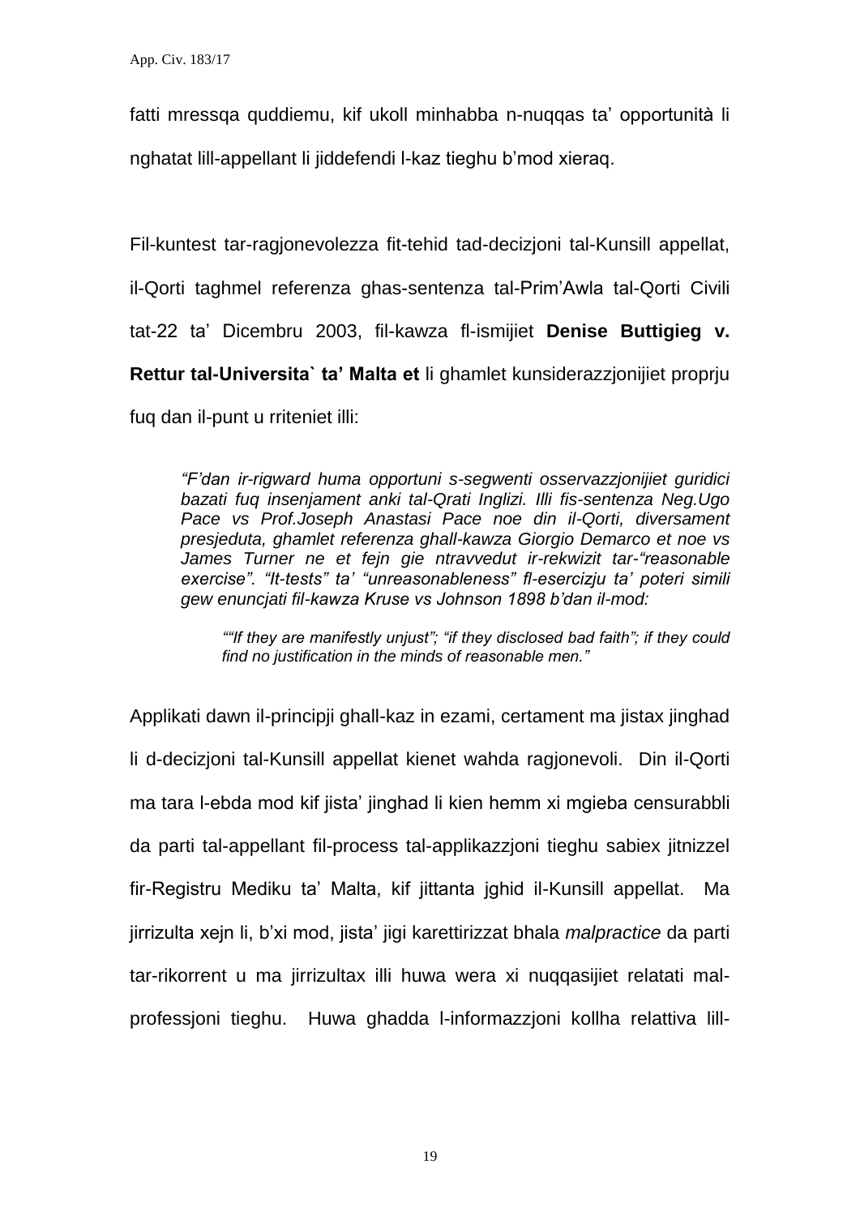fatti mressqa quddiemu, kif ukoll minhabba n-nuqqas ta' opportunità li nghatat lill-appellant li jiddefendi l-kaz tieghu b'mod xieraq.

Fil-kuntest tar-ragjonevolezza fit-tehid tad-decizjoni tal-Kunsill appellat, il-Qorti taghmel referenza ghas-sentenza tal-Prim'Awla tal-Qorti Civili tat-22 ta' Dicembru 2003, fil-kawza fl-ismijiet **Denise Buttigieg v. Rettur tal-Universita` ta' Malta et** li ghamlet kunsiderazzjonijiet proprju fuq dan il-punt u rriteniet illi:

> *"F'dan ir-rigward huma opportuni s-segwenti osservazzjonijiet guridici bazati fuq insenjament anki tal-Qrati Inglizi. Illi fis-sentenza Neg.Ugo Pace vs Prof.Joseph Anastasi Pace noe din il-Qorti, diversament presjeduta, ghamlet referenza ghall-kawza Giorgio Demarco et noe vs James Turner ne et fejn gie ntravvedut ir-rekwizit tar-"reasonable exercise". "It-tests" ta' "unreasonableness" fl-esercizju ta' poteri simili gew enuncjati fil-kawza Kruse vs Johnson 1898 b'dan il-mod:*
>
> > *""If they are manifestly unjust"; "if they disclosed bad faith"; if they could find no justification in the minds of reasonable men."*

Applikati dawn il-principji ghall-kaz in ezami, certament ma jistax jinghad li d-decizjoni tal-Kunsill appellat kienet wahda ragjonevoli. Din il-Qorti ma tara l-ebda mod kif jista' jinghad li kien hemm xi mgieba censurabbli da parti tal-appellant fil-process tal-applikazzjoni tieghu sabiex jitnizzel fir-Registru Mediku ta' Malta, kif jittanta jghid il-Kunsill appellat. Ma jirrizulta xejn li, b'xi mod, jista' jigi karettirizzat bhala *malpractice* da parti tar-rikorrent u ma jirrizultax illi huwa wera xi nuqqasijiet relatati mal-professjoni tieghu. Huwa ghadda l-informazzjoni kollha relattiva lill-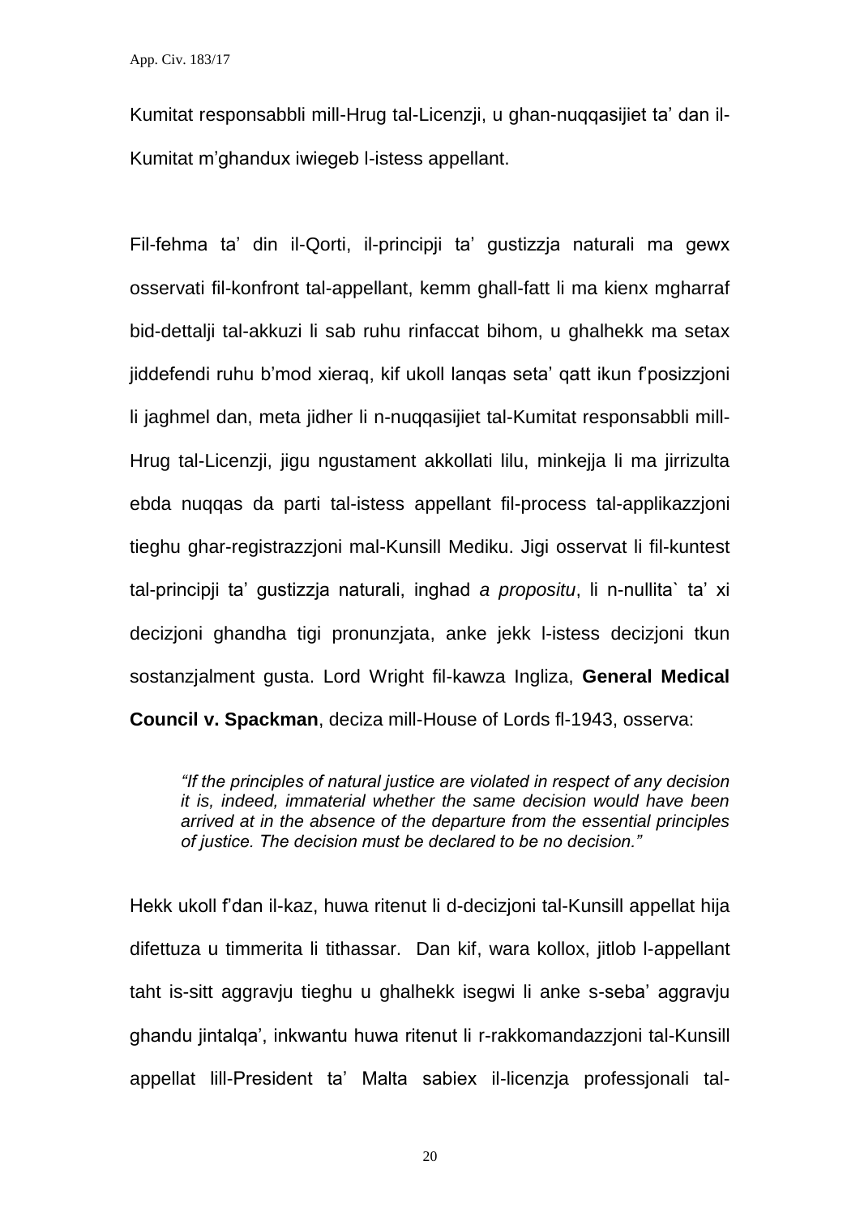Kumitat responsabbli mill-Hrug tal-Licenzji, u ghan-nuqqasijiet ta' dan il-Kumitat m'ghandux iwiegeb l-istess appellant.

Fil-fehma ta' din il-Qorti, il-principji ta' gustizzja naturali ma gewx osservati fil-konfront tal-appellant, kemm ghall-fatt li ma kienx mgharraf bid-dettalji tal-akkuzi li sab ruhu rinfaccat bihom, u ghalhekk ma setax jiddefendi ruhu b'mod xieraq, kif ukoll lanqas seta' qatt ikun f'posizzjoni li jaghmel dan, meta jidher li n-nuqqasijiet tal-Kumitat responsabbli mill-Hrug tal-Licenzji, jigu ngustament akkollati lilu, minkejja li ma jirrizulta ebda nuqqas da parti tal-istess appellant fil-process tal-applikazzjoni tieghu ghar-registrazzjoni mal-Kunsill Mediku. Jigi osservat li fil-kuntest tal-principji ta' gustizzja naturali, inghad *a propositu*, li n-nullita` ta' xi decizjoni ghandha tigi pronunzjata, anke jekk l-istess decizjoni tkun sostanzjalment gusta. Lord Wright fil-kawza Ingliza, **General Medical Council v. Spackman**, deciza mill-House of Lords fl-1943, osserva:

> *"If the principles of natural justice are violated in respect of any decision it is, indeed, immaterial whether the same decision would have been arrived at in the absence of the departure from the essential principles of justice. The decision must be declared to be no decision."*

Hekk ukoll f'dan il-kaz, huwa ritenut li d-decizjoni tal-Kunsill appellat hija difettuza u timmerita li tithassar. Dan kif, wara kollox, jitlob l-appellant taht is-sitt aggravju tieghu u ghalhekk isegwi li anke s-seba' aggravju ghandu jintalqa', inkwantu huwa ritenut li r-rakkomandazzjoni tal-Kunsill appellat lill-President ta' Malta sabiex il-licenzja professjonali tal-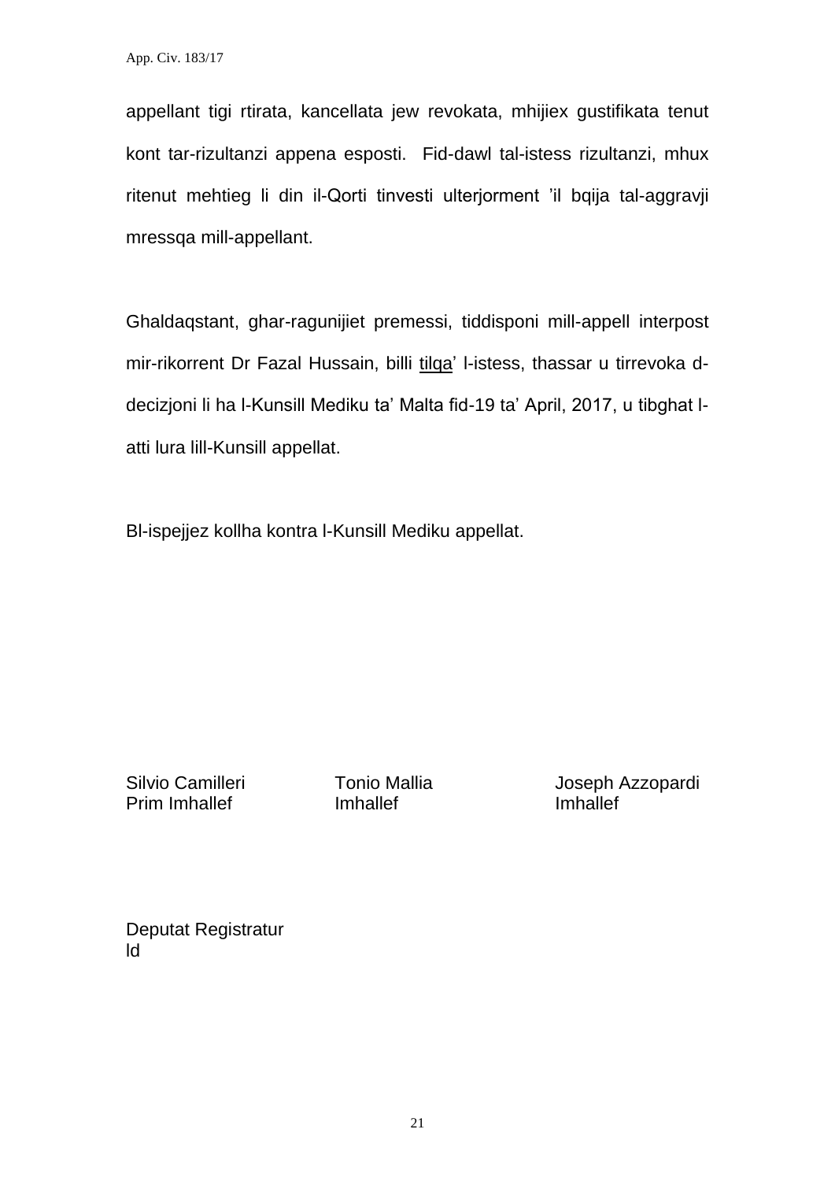appellant tigi rtirata, kancellata jew revokata, mhijiex gustifikata tenut kont tar-rizultanzi appena esposti. Fid-dawl tal-istess rizultanzi, mhux ritenut mehtieg li din il-Qorti tinvesti ulterjorment ’il bqija tal-aggravji mressqa mill-appellant.

Ghaldaqstant, ghar-ragunijiet premessi, tiddisponi mill-appell interpost mir-rikorrent Dr Fazal Hussain, billi tilqa’ l-istess, thassar u tirrevoka d-decizjoni li ha l-Kunsill Mediku ta’ Malta fid-19 ta’ April, 2017, u tibghat l-atti lura lill-Kunsill appellat.

Bl-ispejjez kollha kontra l-Kunsill Mediku appellat.

| | | |
|---|---|---|
| Silvio Camilleri<br>Prim Imhallef | Tonio Mallia<br>Imhallef | Joseph Azzopardi<br>Imhallef |

Deputat Registratur
ld